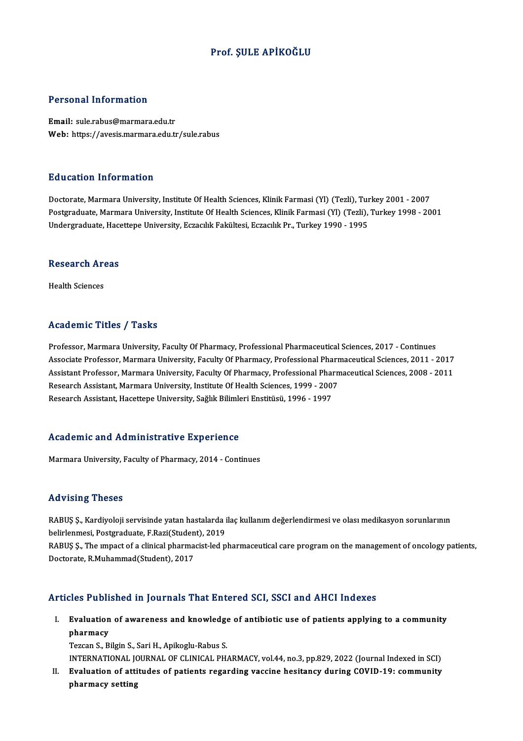# Prof. ŞULE APİKOĞLU

## Personal Information

**Email:** sule.rabus@marmara.edu.tr
**Web:** https://avesis.marmara.edu.tr/sule.rabus

## Education Information

Doctorate, Marmara University, Institute Of Health Sciences, Klinik Farmasi (Yl) (Tezli), Turkey 2001 - 2007
Postgraduate, Marmara University, Institute Of Health Sciences, Klinik Farmasi (Yl) (Tezli), Turkey 1998 - 2001
Undergraduate, Hacettepe University, Eczacılık Fakültesi, Eczacılık Pr., Turkey 1990 - 1995

## Research Areas

Health Sciences

## Academic Titles / Tasks

Professor, Marmara University, Faculty Of Pharmacy, Professional Pharmaceutical Sciences, 2017 - Continues
Associate Professor, Marmara University, Faculty Of Pharmacy, Professional Pharmaceutical Sciences, 2011 - 2017
Assistant Professor, Marmara University, Faculty Of Pharmacy, Professional Pharmaceutical Sciences, 2008 - 2011
Research Assistant, Marmara University, Institute Of Health Sciences, 1999 - 2007
Research Assistant, Hacettepe University, Sağlık Bilimleri Enstitüsü, 1996 - 1997

## Academic and Administrative Experience

Marmara University, Faculty of Pharmacy, 2014 - Continues

## Advising Theses

RABUŞ Ş., Kardiyoloji servisinde yatan hastalarda ilaç kullanım değerlendirmesi ve olası medikasyon sorunlarının belirlenmesi, Postgraduate, F.Razi(Student), 2019
RABUŞ Ş., The ımpact of a clinical pharmacist-led pharmaceutical care program on the management of oncology patients, Doctorate, R.Muhammad(Student), 2017

## Articles Published in Journals That Entered SCI, SSCI and AHCI Indexes

I. **Evaluation of awareness and knowledge of antibiotic use of patients applying to a community pharmacy**
Tezcan S., Bilgin S., Sari H., Apikoglu-Rabus S.
INTERNATIONAL JOURNAL OF CLINICAL PHARMACY, vol.44, no.3, pp.829, 2022 (Journal Indexed in SCI)

II. **Evaluation of attitudes of patients regarding vaccine hesitancy during COVID-19: community pharmacy setting**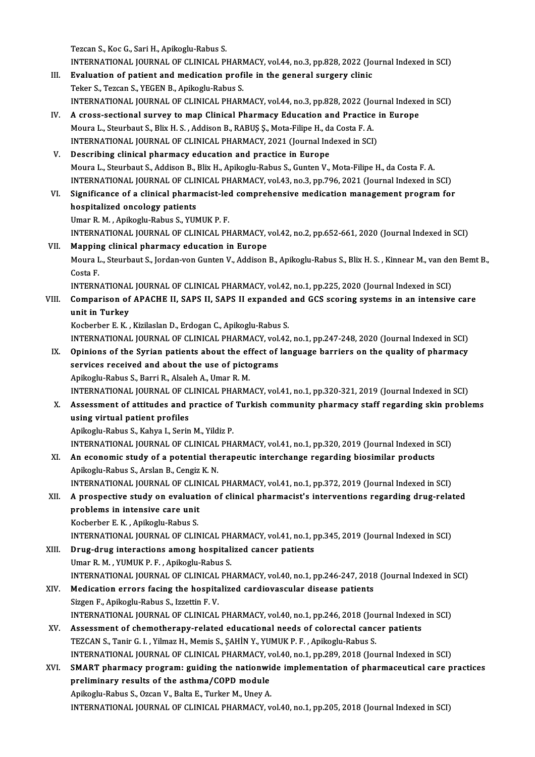Tezcan S., Koc G., Sari H., Apikoglu-Rabus S.
INTERNATIONAL JOURNAL OF CLINICAL PHARMACY, vol.44, no.3, pp.828, 2022 (Journal Indexed in SCI)

III. **Evaluation of patient and medication profile in the general surgery clinic**
Teker S., Tezcan S., YEGEN B., Apikoglu-Rabus S.
INTERNATIONAL JOURNAL OF CLINICAL PHARMACY, vol.44, no.3, pp.828, 2022 (Journal Indexed in SCI)

IV. **A cross-sectional survey to map Clinical Pharmacy Education and Practice in Europe**
Moura L., Steurbaut S., Blix H. S. , Addison B., RABUŞ Ş., Mota-Filipe H., da Costa F. A.
INTERNATIONAL JOURNAL OF CLINICAL PHARMACY, 2021 (Journal Indexed in SCI)

V. **Describing clinical pharmacy education and practice in Europe**
Moura L., Steurbaut S., Addison B., Blix H., Apikoglu-Rabus S., Gunten V., Mota-Filipe H., da Costa F. A.
INTERNATIONAL JOURNAL OF CLINICAL PHARMACY, vol.43, no.3, pp.796, 2021 (Journal Indexed in SCI)

VI. **Significance of a clinical pharmacist-led comprehensive medication management program for hospitalized oncology patients**
Umar R. M. , Apikoglu-Rabus S., YUMUK P. F.
INTERNATIONAL JOURNAL OF CLINICAL PHARMACY, vol.42, no.2, pp.652-661, 2020 (Journal Indexed in SCI)

VII. **Mapping clinical pharmacy education in Europe**
Moura L., Steurbaut S., Jordan-von Gunten V., Addison B., Apikoglu-Rabus S., Blix H. S. , Kinnear M., van den Bemt B., Costa F.
INTERNATIONAL JOURNAL OF CLINICAL PHARMACY, vol.42, no.1, pp.225, 2020 (Journal Indexed in SCI)

VIII. **Comparison of APACHE II, SAPS II, SAPS II expanded and GCS scoring systems in an intensive care unit in Turkey**
Kocberber E. K. , Kizilaslan D., Erdogan C., Apikoglu-Rabus S.
INTERNATIONAL JOURNAL OF CLINICAL PHARMACY, vol.42, no.1, pp.247-248, 2020 (Journal Indexed in SCI)

IX. **Opinions of the Syrian patients about the effect of language barriers on the quality of pharmacy services received and about the use of pictograms**
Apikoglu-Rabus S., Barri R., Alsaleh A., Umar R. M.
INTERNATIONAL JOURNAL OF CLINICAL PHARMACY, vol.41, no.1, pp.320-321, 2019 (Journal Indexed in SCI)

X. **Assessment of attitudes and practice of Turkish community pharmacy staff regarding skin problems using virtual patient profiles**
Apikoglu-Rabus S., Kahya I., Serin M., Yildiz P.
INTERNATIONAL JOURNAL OF CLINICAL PHARMACY, vol.41, no.1, pp.320, 2019 (Journal Indexed in SCI)

XI. **An economic study of a potential therapeutic interchange regarding biosimilar products**
Apikoglu-Rabus S., Arslan B., Cengiz K. N.
INTERNATIONAL JOURNAL OF CLINICAL PHARMACY, vol.41, no.1, pp.372, 2019 (Journal Indexed in SCI)

XII. **A prospective study on evaluation of clinical pharmacist's interventions regarding drug-related problems in intensive care unit**
Kocberber E. K. , Apikoglu-Rabus S.
INTERNATIONAL JOURNAL OF CLINICAL PHARMACY, vol.41, no.1, pp.345, 2019 (Journal Indexed in SCI)

XIII. **Drug-drug interactions among hospitalized cancer patients**
Umar R. M. , YUMUK P. F. , Apikoglu-Rabus S.
INTERNATIONAL JOURNAL OF CLINICAL PHARMACY, vol.40, no.1, pp.246-247, 2018 (Journal Indexed in SCI)

XIV. **Medication errors facing the hospitalized cardiovascular disease patients**
Sizgen F., Apikoglu-Rabus S., Izzettin F. V.
INTERNATIONAL JOURNAL OF CLINICAL PHARMACY, vol.40, no.1, pp.246, 2018 (Journal Indexed in SCI)

XV. **Assessment of chemotherapy-related educational needs of colorectal cancer patients**
TEZCAN S., Tanir G. I. , Yilmaz H., Memis S., ŞAHİN Y., YUMUK P. F. , Apikoglu-Rabus S.
INTERNATIONAL JOURNAL OF CLINICAL PHARMACY, vol.40, no.1, pp.289, 2018 (Journal Indexed in SCI)

XVI. **SMART pharmacy program: guiding the nationwide implementation of pharmaceutical care practices preliminary results of the asthma/COPD module**
Apikoglu-Rabus S., Ozcan V., Balta E., Turker M., Uney A.
INTERNATIONAL JOURNAL OF CLINICAL PHARMACY, vol.40, no.1, pp.205, 2018 (Journal Indexed in SCI)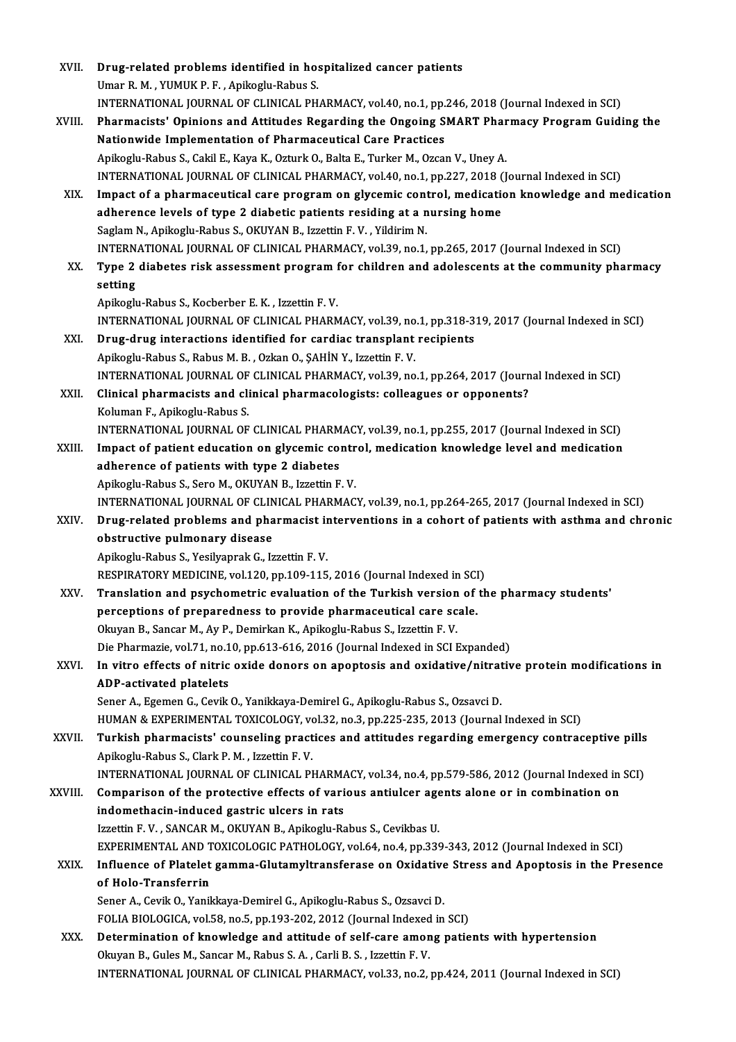XVII. **Drug-related problems identified in hospitalized cancer patients**
Umar R. M. , YUMUK P. F. , Apikoglu-Rabus S.
INTERNATIONAL JOURNAL OF CLINICAL PHARMACY, vol.40, no.1, pp.246, 2018 (Journal Indexed in SCI)

XVIII. **Pharmacists' Opinions and Attitudes Regarding the Ongoing SMART Pharmacy Program Guiding the Nationwide Implementation of Pharmaceutical Care Practices**
Apikoglu-Rabus S., Cakil E., Kaya K., Ozturk O., Balta E., Turker M., Ozcan V., Uney A.
INTERNATIONAL JOURNAL OF CLINICAL PHARMACY, vol.40, no.1, pp.227, 2018 (Journal Indexed in SCI)

XIX. **Impact of a pharmaceutical care program on glycemic control, medication knowledge and medication adherence levels of type 2 diabetic patients residing at a nursing home**
Saglam N., Apikoglu-Rabus S., OKUYAN B., Izzettin F. V. , Yildirim N.
INTERNATIONAL JOURNAL OF CLINICAL PHARMACY, vol.39, no.1, pp.265, 2017 (Journal Indexed in SCI)

XX. **Type 2 diabetes risk assessment program for children and adolescents at the community pharmacy setting**
Apikoglu-Rabus S., Kocberber E. K. , Izzettin F. V.
INTERNATIONAL JOURNAL OF CLINICAL PHARMACY, vol.39, no.1, pp.318-319, 2017 (Journal Indexed in SCI)

XXI. **Drug-drug interactions identified for cardiac transplant recipients**
Apikoglu-Rabus S., Rabus M. B. , Ozkan O., ŞAHİN Y., Izzettin F. V.
INTERNATIONAL JOURNAL OF CLINICAL PHARMACY, vol.39, no.1, pp.264, 2017 (Journal Indexed in SCI)

XXII. **Clinical pharmacists and clinical pharmacologists: colleagues or opponents?**
Koluman F., Apikoglu-Rabus S.
INTERNATIONAL JOURNAL OF CLINICAL PHARMACY, vol.39, no.1, pp.255, 2017 (Journal Indexed in SCI)

XXIII. **Impact of patient education on glycemic control, medication knowledge level and medication adherence of patients with type 2 diabetes**
Apikoglu-Rabus S., Sero M., OKUYAN B., Izzettin F. V.
INTERNATIONAL JOURNAL OF CLINICAL PHARMACY, vol.39, no.1, pp.264-265, 2017 (Journal Indexed in SCI)

XXIV. **Drug-related problems and pharmacist interventions in a cohort of patients with asthma and chronic obstructive pulmonary disease**
Apikoglu-Rabus S., Yesilyaprak G., Izzettin F. V.
RESPIRATORY MEDICINE, vol.120, pp.109-115, 2016 (Journal Indexed in SCI)

XXV. **Translation and psychometric evaluation of the Turkish version of the pharmacy students' perceptions of preparedness to provide pharmaceutical care scale.**
Okuyan B., Sancar M., Ay P., Demirkan K., Apikoglu-Rabus S., Izzettin F. V.
Die Pharmazie, vol.71, no.10, pp.613-616, 2016 (Journal Indexed in SCI Expanded)

XXVI. **In vitro effects of nitric oxide donors on apoptosis and oxidative/nitrative protein modifications in ADP-activated platelets**
Sener A., Egemen G., Cevik O., Yanikkaya-Demirel G., Apikoglu-Rabus S., Ozsavci D.
HUMAN & EXPERIMENTAL TOXICOLOGY, vol.32, no.3, pp.225-235, 2013 (Journal Indexed in SCI)

XXVII. **Turkish pharmacists' counseling practices and attitudes regarding emergency contraceptive pills**
Apikoglu-Rabus S., Clark P. M. , Izzettin F. V.
INTERNATIONAL JOURNAL OF CLINICAL PHARMACY, vol.34, no.4, pp.579-586, 2012 (Journal Indexed in SCI)

XXVIII. **Comparison of the protective effects of various antiulcer agents alone or in combination on indomethacin-induced gastric ulcers in rats**
Izzettin F. V. , SANCAR M., OKUYAN B., Apikoglu-Rabus S., Cevikbas U.
EXPERIMENTAL AND TOXICOLOGIC PATHOLOGY, vol.64, no.4, pp.339-343, 2012 (Journal Indexed in SCI)

XXIX. **Influence of Platelet gamma-Glutamyltransferase on Oxidative Stress and Apoptosis in the Presence of Holo-Transferrin**
Sener A., Cevik O., Yanikkaya-Demirel G., Apikoglu-Rabus S., Ozsavci D.
FOLIA BIOLOGICA, vol.58, no.5, pp.193-202, 2012 (Journal Indexed in SCI)

XXX. **Determination of knowledge and attitude of self-care among patients with hypertension**
Okuyan B., Gules M., Sancar M., Rabus S. A. , Carli B. S. , Izzettin F. V.
INTERNATIONAL JOURNAL OF CLINICAL PHARMACY, vol.33, no.2, pp.424, 2011 (Journal Indexed in SCI)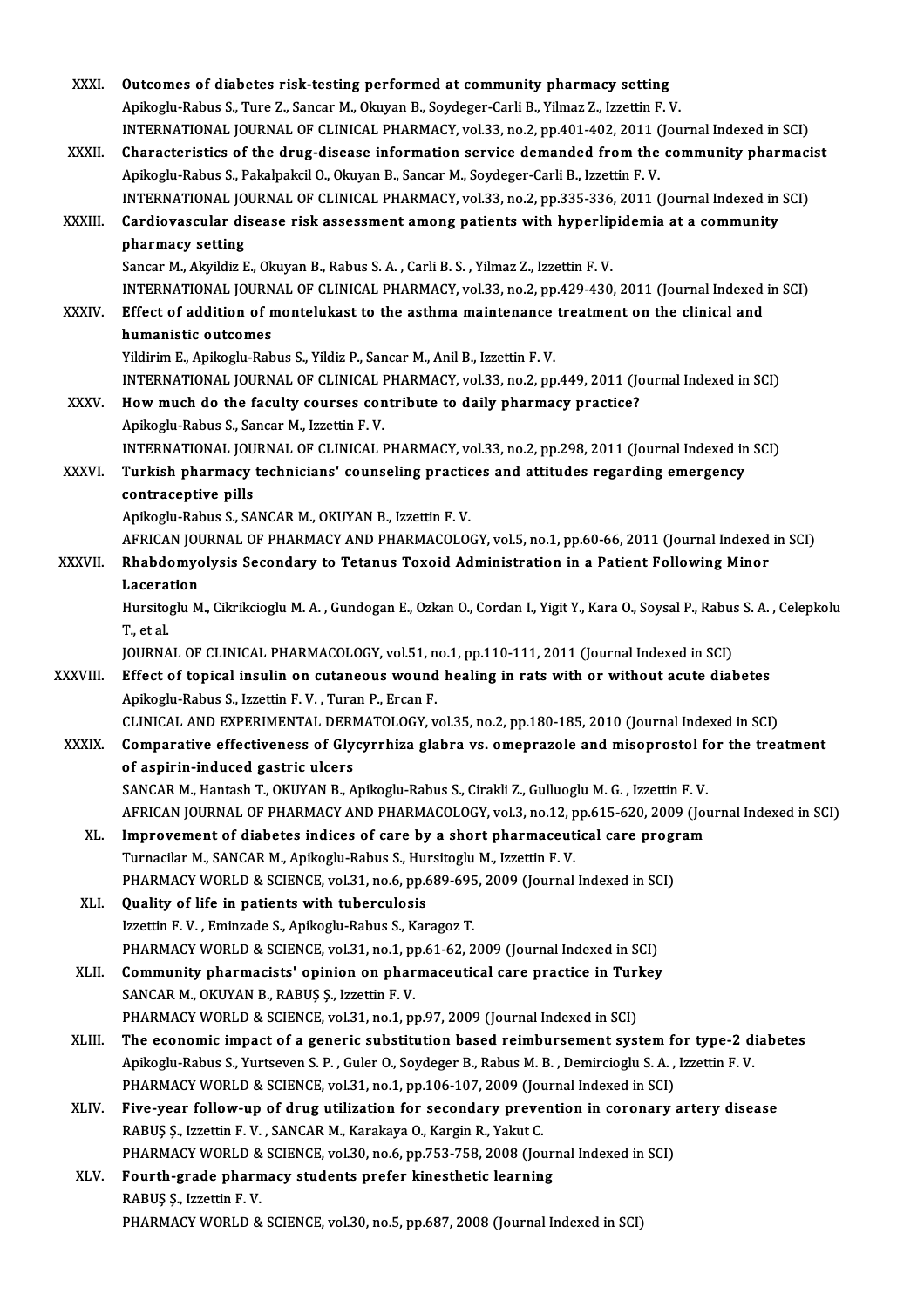XXXI. **Outcomes of diabetes risk-testing performed at community pharmacy setting**
Apikoglu-Rabus S., Ture Z., Sancar M., Okuyan B., Soydeger-Carli B., Yilmaz Z., Izzettin F. V.
INTERNATIONAL JOURNAL OF CLINICAL PHARMACY, vol.33, no.2, pp.401-402, 2011 (Journal Indexed in SCI)

XXXII. **Characteristics of the drug-disease information service demanded from the community pharmacist**
Apikoglu-Rabus S., Pakalpakcil O., Okuyan B., Sancar M., Soydeger-Carli B., Izzettin F. V.
INTERNATIONAL JOURNAL OF CLINICAL PHARMACY, vol.33, no.2, pp.335-336, 2011 (Journal Indexed in SCI)

XXXIII. **Cardiovascular disease risk assessment among patients with hyperlipidemia at a community pharmacy setting**
Sancar M., Akyildiz E., Okuyan B., Rabus S. A. , Carli B. S. , Yilmaz Z., Izzettin F. V.
INTERNATIONAL JOURNAL OF CLINICAL PHARMACY, vol.33, no.2, pp.429-430, 2011 (Journal Indexed in SCI)

XXXIV. **Effect of addition of montelukast to the asthma maintenance treatment on the clinical and humanistic outcomes**
Yildirim E., Apikoglu-Rabus S., Yildiz P., Sancar M., Anil B., Izzettin F. V.
INTERNATIONAL JOURNAL OF CLINICAL PHARMACY, vol.33, no.2, pp.449, 2011 (Journal Indexed in SCI)

XXXV. **How much do the faculty courses contribute to daily pharmacy practice?**
Apikoglu-Rabus S., Sancar M., Izzettin F. V.
INTERNATIONAL JOURNAL OF CLINICAL PHARMACY, vol.33, no.2, pp.298, 2011 (Journal Indexed in SCI)

XXXVI. **Turkish pharmacy technicians' counseling practices and attitudes regarding emergency contraceptive pills**
Apikoglu-Rabus S., SANCAR M., OKUYAN B., Izzettin F. V.
AFRICAN JOURNAL OF PHARMACY AND PHARMACOLOGY, vol.5, no.1, pp.60-66, 2011 (Journal Indexed in SCI)

XXXVII. **Rhabdomyolysis Secondary to Tetanus Toxoid Administration in a Patient Following Minor Laceration**
Hursitoglu M., Cikrikcioglu M. A. , Gundogan E., Ozkan O., Cordan I., Yigit Y., Kara O., Soysal P., Rabus S. A. , Celepkolu T., et al.
JOURNAL OF CLINICAL PHARMACOLOGY, vol.51, no.1, pp.110-111, 2011 (Journal Indexed in SCI)

XXXVIII. **Effect of topical insulin on cutaneous wound healing in rats with or without acute diabetes**
Apikoglu-Rabus S., Izzettin F. V. , Turan P., Ercan F.
CLINICAL AND EXPERIMENTAL DERMATOLOGY, vol.35, no.2, pp.180-185, 2010 (Journal Indexed in SCI)

XXXIX. **Comparative effectiveness of Glycyrrhiza glabra vs. omeprazole and misoprostol for the treatment of aspirin-induced gastric ulcers**
SANCAR M., Hantash T., OKUYAN B., Apikoglu-Rabus S., Cirakli Z., Gulluoglu M. G. , Izzettin F. V.
AFRICAN JOURNAL OF PHARMACY AND PHARMACOLOGY, vol.3, no.12, pp.615-620, 2009 (Journal Indexed in SCI)

XL. **Improvement of diabetes indices of care by a short pharmaceutical care program**
Turnacilar M., SANCAR M., Apikoglu-Rabus S., Hursitoglu M., Izzettin F. V.
PHARMACY WORLD & SCIENCE, vol.31, no.6, pp.689-695, 2009 (Journal Indexed in SCI)

XLI. **Quality of life in patients with tuberculosis**
Izzettin F. V. , Eminzade S., Apikoglu-Rabus S., Karagoz T.
PHARMACY WORLD & SCIENCE, vol.31, no.1, pp.61-62, 2009 (Journal Indexed in SCI)

XLII. **Community pharmacists' opinion on pharmaceutical care practice in Turkey**
SANCAR M., OKUYAN B., RABUŞ Ş., Izzettin F. V.
PHARMACY WORLD & SCIENCE, vol.31, no.1, pp.97, 2009 (Journal Indexed in SCI)

XLIII. **The economic impact of a generic substitution based reimbursement system for type-2 diabetes**
Apikoglu-Rabus S., Yurtseven S. P. , Guler O., Soydeger B., Rabus M. B. , Demircioglu S. A. , Izzettin F. V.
PHARMACY WORLD & SCIENCE, vol.31, no.1, pp.106-107, 2009 (Journal Indexed in SCI)

XLIV. **Five-year follow-up of drug utilization for secondary prevention in coronary artery disease**
RABUŞ Ş., Izzettin F. V. , SANCAR M., Karakaya O., Kargin R., Yakut C.
PHARMACY WORLD & SCIENCE, vol.30, no.6, pp.753-758, 2008 (Journal Indexed in SCI)

XLV. **Fourth-grade pharmacy students prefer kinesthetic learning**
RABUŞ Ş., Izzettin F. V.
PHARMACY WORLD & SCIENCE, vol.30, no.5, pp.687, 2008 (Journal Indexed in SCI)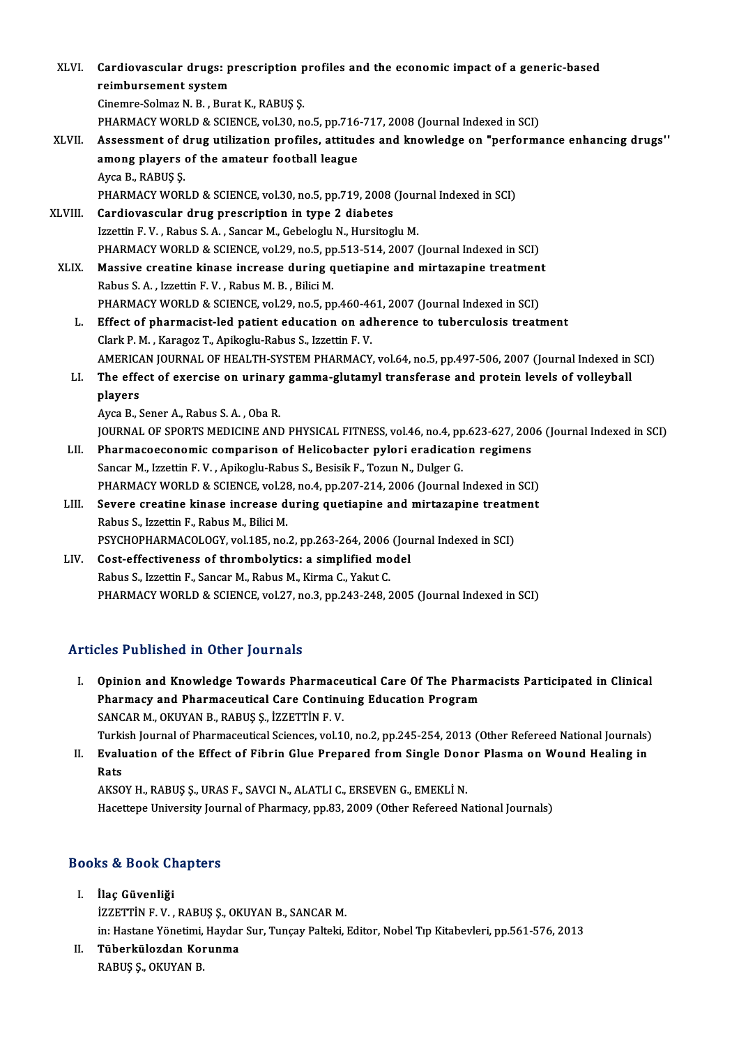XLVI. **Cardiovascular drugs: prescription profiles and the economic impact of a generic-based reimbursement system**
Cinemre-Solmaz N. B. , Burat K., RABUŞ Ş.
PHARMACY WORLD & SCIENCE, vol.30, no.5, pp.716-717, 2008 (Journal Indexed in SCI)

XLVII. **Assessment of drug utilization profiles, attitudes and knowledge on "performance enhancing drugs'' among players of the amateur football league**
Ayca B., RABUŞ Ş.
PHARMACY WORLD & SCIENCE, vol.30, no.5, pp.719, 2008 (Journal Indexed in SCI)

XLVIII. **Cardiovascular drug prescription in type 2 diabetes**
Izzettin F. V. , Rabus S. A. , Sancar M., Gebeloglu N., Hursitoglu M.
PHARMACY WORLD & SCIENCE, vol.29, no.5, pp.513-514, 2007 (Journal Indexed in SCI)

XLIX. **Massive creatine kinase increase during quetiapine and mirtazapine treatment**
Rabus S. A. , Izzettin F. V. , Rabus M. B. , Bilici M.
PHARMACY WORLD & SCIENCE, vol.29, no.5, pp.460-461, 2007 (Journal Indexed in SCI)

L. **Effect of pharmacist-led patient education on adherence to tuberculosis treatment**
Clark P. M. , Karagoz T., Apikoglu-Rabus S., Izzettin F. V.
AMERICAN JOURNAL OF HEALTH-SYSTEM PHARMACY, vol.64, no.5, pp.497-506, 2007 (Journal Indexed in SCI)

LI. **The effect of exercise on urinary gamma-glutamyl transferase and protein levels of volleyball players**
Ayca B., Sener A., Rabus S. A. , Oba R.
JOURNAL OF SPORTS MEDICINE AND PHYSICAL FITNESS, vol.46, no.4, pp.623-627, 2006 (Journal Indexed in SCI)

LII. **Pharmacoeconomic comparison of Helicobacter pylori eradication regimens**
Sancar M., Izzettin F. V. , Apikoglu-Rabus S., Besisik F., Tozun N., Dulger G.
PHARMACY WORLD & SCIENCE, vol.28, no.4, pp.207-214, 2006 (Journal Indexed in SCI)

LIII. **Severe creatine kinase increase during quetiapine and mirtazapine treatment**
Rabus S., Izzettin F., Rabus M., Bilici M.
PSYCHOPHARMACOLOGY, vol.185, no.2, pp.263-264, 2006 (Journal Indexed in SCI)

LIV. **Cost-effectiveness of thrombolytics: a simplified model**
Rabus S., Izzettin F., Sancar M., Rabus M., Kirma C., Yakut C.
PHARMACY WORLD & SCIENCE, vol.27, no.3, pp.243-248, 2005 (Journal Indexed in SCI)

## Articles Published in Other Journals

I. **Opinion and Knowledge Towards Pharmaceutical Care Of The Pharmacists Participated in Clinical Pharmacy and Pharmaceutical Care Continuing Education Program**
SANCAR M., OKUYAN B., RABUŞ Ş., İZZETTİN F. V.
Turkish Journal of Pharmaceutical Sciences, vol.10, no.2, pp.245-254, 2013 (Other Refereed National Journals)

II. **Evaluation of the Effect of Fibrin Glue Prepared from Single Donor Plasma on Wound Healing in Rats**
AKSOY H., RABUŞ Ş., URAS F., SAVCI N., ALATLI C., ERSEVEN G., EMEKLİ N.
Hacettepe University Journal of Pharmacy, pp.83, 2009 (Other Refereed National Journals)

## Books & Book Chapters

I. **İlaç Güvenliği**
İZZETTİN F. V. , RABUŞ Ş., OKUYAN B., SANCAR M.
in: Hastane Yönetimi, Haydar Sur, Tunçay Palteki, Editor, Nobel Tıp Kitabevleri, pp.561-576, 2013

II. **Tüberkülozdan Korunma**
RABUŞ Ş., OKUYAN B.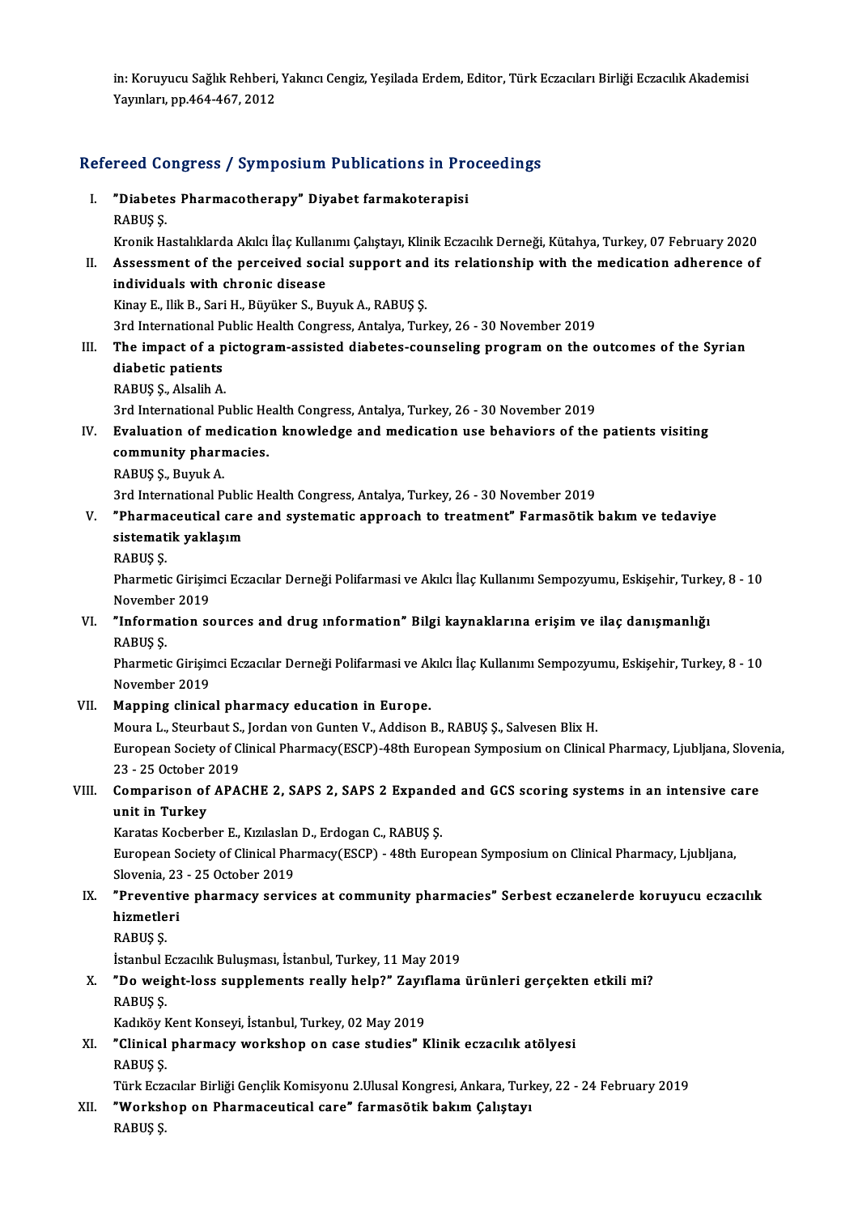in: Koruyucu Sağlık Rehberi, Yakıncı Cengiz, Yeşilada Erdem, Editor, Türk Eczacıları Birliği Eczacılık Akademisi Yayınları, pp.464-467, 2012

## Refereed Congress / Symposium Publications in Proceedings

I. **"Diabetes Pharmacotherapy" Diyabet farmakoterapisi**
RABUŞ Ş.
Kronik Hastalıklarda Akılcı İlaç Kullanımı Çalıştayı, Klinik Eczacılık Derneği, Kütahya, Turkey, 07 February 2020

II. **Assessment of the perceived social support and its relationship with the medication adherence of individuals with chronic disease**
Kinay E., Ilik B., Sari H., Büyüker S., Buyuk A., RABUŞ Ş.
3rd International Public Health Congress, Antalya, Turkey, 26 - 30 November 2019

III. **The impact of a pictogram-assisted diabetes-counseling program on the outcomes of the Syrian diabetic patients**
RABUŞ Ş., Alsalih A.
3rd International Public Health Congress, Antalya, Turkey, 26 - 30 November 2019

IV. **Evaluation of medication knowledge and medication use behaviors of the patients visiting community pharmacies.**
RABUŞ Ş., Buyuk A.
3rd International Public Health Congress, Antalya, Turkey, 26 - 30 November 2019

V. **"Pharmaceutical care and systematic approach to treatment" Farmasötik bakım ve tedaviye sistematik yaklaşım**
RABUŞ Ş.
Pharmetic Girişimci Eczacılar Derneği Polifarmasi ve Akılcı İlaç Kullanımı Sempozyumu, Eskişehir, Turkey, 8 - 10 November 2019

VI. **"Information sources and drug ınformation" Bilgi kaynaklarına erişim ve ilaç danışmanlığı**
RABUŞ Ş.
Pharmetic Girişimci Eczacılar Derneği Polifarmasi ve Akılcı İlaç Kullanımı Sempozyumu, Eskişehir, Turkey, 8 - 10 November 2019

VII. **Mapping clinical pharmacy education in Europe.**
Moura L., Steurbaut S., Jordan von Gunten V., Addison B., RABUŞ Ş., Salvesen Blix H.
European Society of Clinical Pharmacy(ESCP)-48th European Symposium on Clinical Pharmacy, Ljubljana, Slovenia, 23 - 25 October 2019

VIII. **Comparison of APACHE 2, SAPS 2, SAPS 2 Expanded and GCS scoring systems in an intensive care unit in Turkey**
Karatas Kocberber E., Kızılaslan D., Erdogan C., RABUŞ Ş.
European Society of Clinical Pharmacy(ESCP) - 48th European Symposium on Clinical Pharmacy, Ljubljana, Slovenia, 23 - 25 October 2019

IX. **"Preventive pharmacy services at community pharmacies" Serbest eczanelerde koruyucu eczacılık hizmetleri**
RABUŞ Ş.
İstanbul Eczacılık Buluşması, İstanbul, Turkey, 11 May 2019

X. **"Do weight-loss supplements really help?" Zayıflama ürünleri gerçekten etkili mi?**
RABUŞ Ş.
Kadıköy Kent Konseyi, İstanbul, Turkey, 02 May 2019

XI. **"Clinical pharmacy workshop on case studies" Klinik eczacılık atölyesi**
RABUŞ Ş.
Türk Eczacılar Birliği Gençlik Komisyonu 2.Ulusal Kongresi, Ankara, Turkey, 22 - 24 February 2019

XII. **"Workshop on Pharmaceutical care" farmasötik bakım Çalıştayı**
RABUŞ Ş.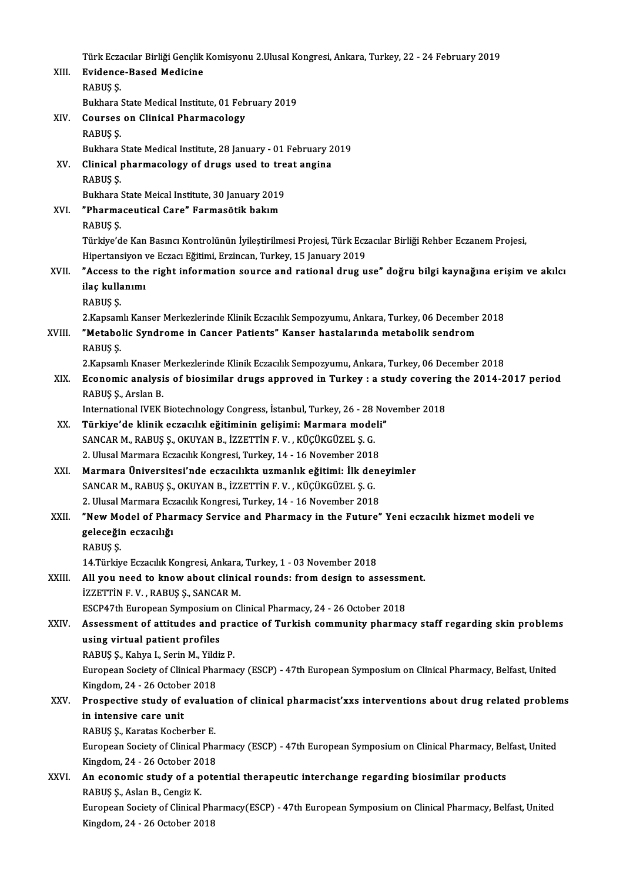Türk Eczacılar Birliği Gençlik Komisyonu 2.Ulusal Kongresi, Ankara, Turkey, 22 - 24 February 2019

XIII. **Evidence-Based Medicine**
RABUŞ Ş.
Bukhara State Medical Institute, 01 February 2019

XIV. **Courses on Clinical Pharmacology**
RABUŞ Ş.
Bukhara State Medical Institute, 28 January - 01 February 2019

XV. **Clinical pharmacology of drugs used to treat angina**
RABUŞ Ş.
Bukhara State Meical Institute, 30 January 2019

XVI. **"Pharmaceutical Care" Farmasötik bakım**
RABUŞ Ş.
Türkiye'de Kan Basıncı Kontrolünün İyileştirilmesi Projesi, Türk Eczacılar Birliği Rehber Eczanem Projesi, Hipertansiyon ve Eczacı Eğitimi, Erzincan, Turkey, 15 January 2019

XVII. **"Access to the right information source and rational drug use" doğru bilgi kaynağına erişim ve akılcı ilaç kullanımı**
RABUŞ Ş.
2.Kapsamlı Kanser Merkezlerinde Klinik Eczacılık Sempozyumu, Ankara, Turkey, 06 December 2018

XVIII. **"Metabolic Syndrome in Cancer Patients" Kanser hastalarında metabolik sendrom**
RABUŞ Ş.
2.Kapsamlı Knaser Merkezlerinde Klinik Eczacılık Sempozyumu, Ankara, Turkey, 06 December 2018

XIX. **Economic analysis of biosimilar drugs approved in Turkey : a study covering the 2014-2017 period**
RABUŞ Ş., Arslan B.
International IVEK Biotechnology Congress, İstanbul, Turkey, 26 - 28 November 2018

XX. **Türkiye'de klinik eczacılık eğitiminin gelişimi: Marmara modeli"**
SANCAR M., RABUŞ Ş., OKUYAN B., İZZETTİN F. V. , KÜÇÜKGÜZEL Ş. G.
2. Ulusal Marmara Eczacılık Kongresi, Turkey, 14 - 16 November 2018

XXI. **Marmara Üniversitesi'nde eczacılıkta uzmanlık eğitimi: İlk deneyimler**
SANCAR M., RABUŞ Ş., OKUYAN B., İZZETTİN F. V. , KÜÇÜKGÜZEL Ş. G.
2. Ulusal Marmara Eczacılık Kongresi, Turkey, 14 - 16 November 2018

XXII. **"New Model of Pharmacy Service and Pharmacy in the Future" Yeni eczacılık hizmet modeli ve geleceğin eczacılığı**
RABUŞ Ş.
14.Türkiye Eczacılık Kongresi, Ankara, Turkey, 1 - 03 November 2018

XXIII. **All you need to know about clinical rounds: from design to assessment.**
İZZETTİN F. V. , RABUŞ Ş., SANCAR M.
ESCP47th European Symposium on Clinical Pharmacy, 24 - 26 October 2018

XXIV. **Assessment of attitudes and practice of Turkish community pharmacy staff regarding skin problems using virtual patient profiles**
RABUŞ Ş., Kahya I., Serin M., Yildiz P.
European Society of Clinical Pharmacy (ESCP) - 47th European Symposium on Clinical Pharmacy, Belfast, United Kingdom, 24 - 26 October 2018

XXV. **Prospective study of evaluation of clinical pharmacist'xxs interventions about drug related problems in intensive care unit**
RABUŞ Ş., Karatas Kocberber E.
European Society of Clinical Pharmacy (ESCP) - 47th European Symposium on Clinical Pharmacy, Belfast, United Kingdom, 24 - 26 October 2018

XXVI. **An economic study of a potential therapeutic interchange regarding biosimilar products**
RABUŞ Ş., Aslan B., Cengiz K.
European Society of Clinical Pharmacy(ESCP) - 47th European Symposium on Clinical Pharmacy, Belfast, United Kingdom, 24 - 26 October 2018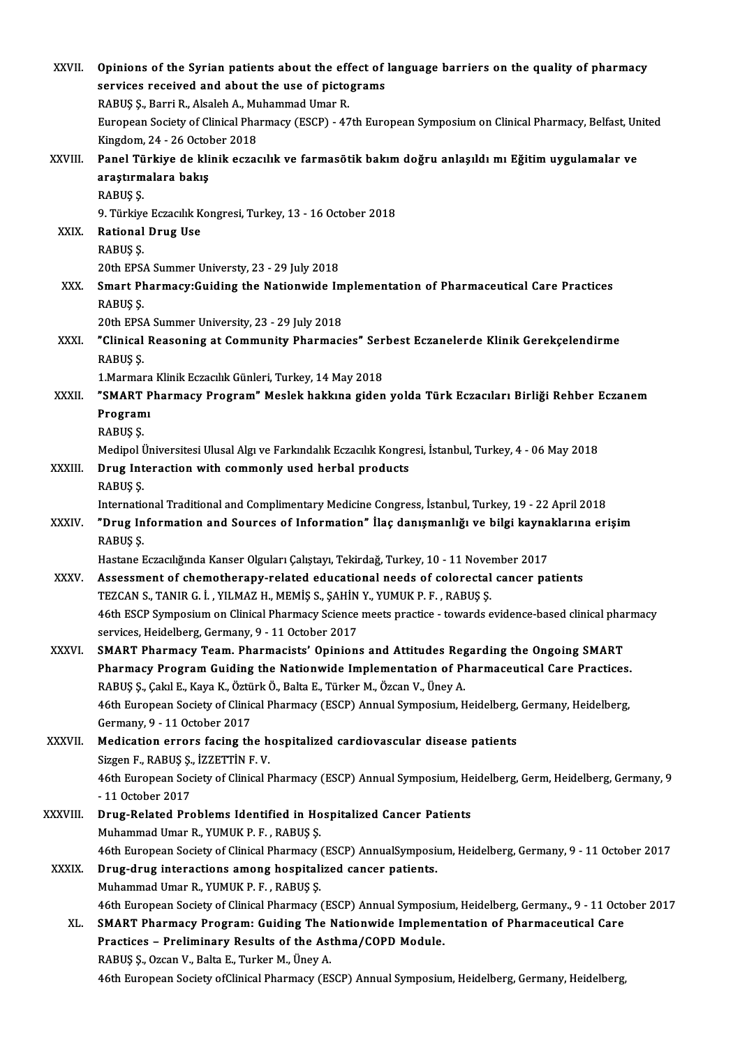XXVII. **Opinions of the Syrian patients about the effect of language barriers on the quality of pharmacy services received and about the use of pictograms**
RABUŞ Ş., Barri R., Alsaleh A., Muhammad Umar R.
European Society of Clinical Pharmacy (ESCP) - 47th European Symposium on Clinical Pharmacy, Belfast, United Kingdom, 24 - 26 October 2018

XXVIII. **Panel Türkiye de klinik eczacılık ve farmasötik bakım doğru anlaşıldı mı Eğitim uygulamalar ve araştırmalara bakış**
RABUŞ Ş.
9. Türkiye Eczacılık Kongresi, Turkey, 13 - 16 October 2018

XXIX. **Rational Drug Use**
RABUŞ Ş.
20th EPSA Summer Universty, 23 - 29 July 2018

XXX. **Smart Pharmacy:Guiding the Nationwide Implementation of Pharmaceutical Care Practices**
RABUŞ Ş.
20th EPSA Summer University, 23 - 29 July 2018

XXXI. **"Clinical Reasoning at Community Pharmacies" Serbest Eczanelerde Klinik Gerekçelendirme**
RABUŞ Ş.
1.Marmara Klinik Eczacılık Günleri, Turkey, 14 May 2018

XXXII. **"SMART Pharmacy Program" Meslek hakkına giden yolda Türk Eczacıları Birliği Rehber Eczanem Programı**
RABUŞ Ş.
Medipol Üniversitesi Ulusal Algı ve Farkındalık Eczacılık Kongresi, İstanbul, Turkey, 4 - 06 May 2018

XXXIII. **Drug Interaction with commonly used herbal products**
RABUŞ Ş.
International Traditional and Complimentary Medicine Congress, İstanbul, Turkey, 19 - 22 April 2018

XXXIV. **"Drug Information and Sources of Information" İlaç danışmanlığı ve bilgi kaynaklarına erişim**
RABUŞ Ş.
Hastane Eczacılığında Kanser Olguları Çalıştayı, Tekirdağ, Turkey, 10 - 11 November 2017

XXXV. **Assessment of chemotherapy-related educational needs of colorectal cancer patients**
TEZCAN S., TANIR G. İ. , YILMAZ H., MEMİŞ S., ŞAHİN Y., YUMUK P. F. , RABUŞ Ş.
46th ESCP Symposium on Clinical Pharmacy Science meets practice - towards evidence-based clinical pharmacy services, Heidelberg, Germany, 9 - 11 October 2017

XXXVI. **SMART Pharmacy Team. Pharmacists' Opinions and Attitudes Regarding the Ongoing SMART Pharmacy Program Guiding the Nationwide Implementation of Pharmaceutical Care Practices.**
RABUŞ Ş., Çakıl E., Kaya K., Öztürk Ö., Balta E., Türker M., Özcan V., Üney A.
46th European Society of Clinical Pharmacy (ESCP) Annual Symposium, Heidelberg, Germany, Heidelberg, Germany, 9 - 11 October 2017

XXXVII. **Medication errors facing the hospitalized cardiovascular disease patients**
Sizgen F., RABUŞ Ş., İZZETTİN F. V.
46th European Society of Clinical Pharmacy (ESCP) Annual Symposium, Heidelberg, Germ, Heidelberg, Germany, 9 - 11 October 2017

XXXVIII. **Drug-Related Problems Identified in Hospitalized Cancer Patients**
Muhammad Umar R., YUMUK P. F. , RABUŞ Ş.
46th European Society of Clinical Pharmacy (ESCP) AnnualSymposium, Heidelberg, Germany, 9 - 11 October 2017

XXXIX. **Drug-drug interactions among hospitalized cancer patients.**
Muhammad Umar R., YUMUK P. F. , RABUŞ Ş.
46th European Society of Clinical Pharmacy (ESCP) Annual Symposium, Heidelberg, Germany., 9 - 11 October 2017

XL. **SMART Pharmacy Program: Guiding The Nationwide Implementation of Pharmaceutical Care Practices – Preliminary Results of the Asthma/COPD Module.**
RABUŞ Ş., Ozcan V., Balta E., Turker M., Üney A.
46th European Society ofClinical Pharmacy (ESCP) Annual Symposium, Heidelberg, Germany, Heidelberg,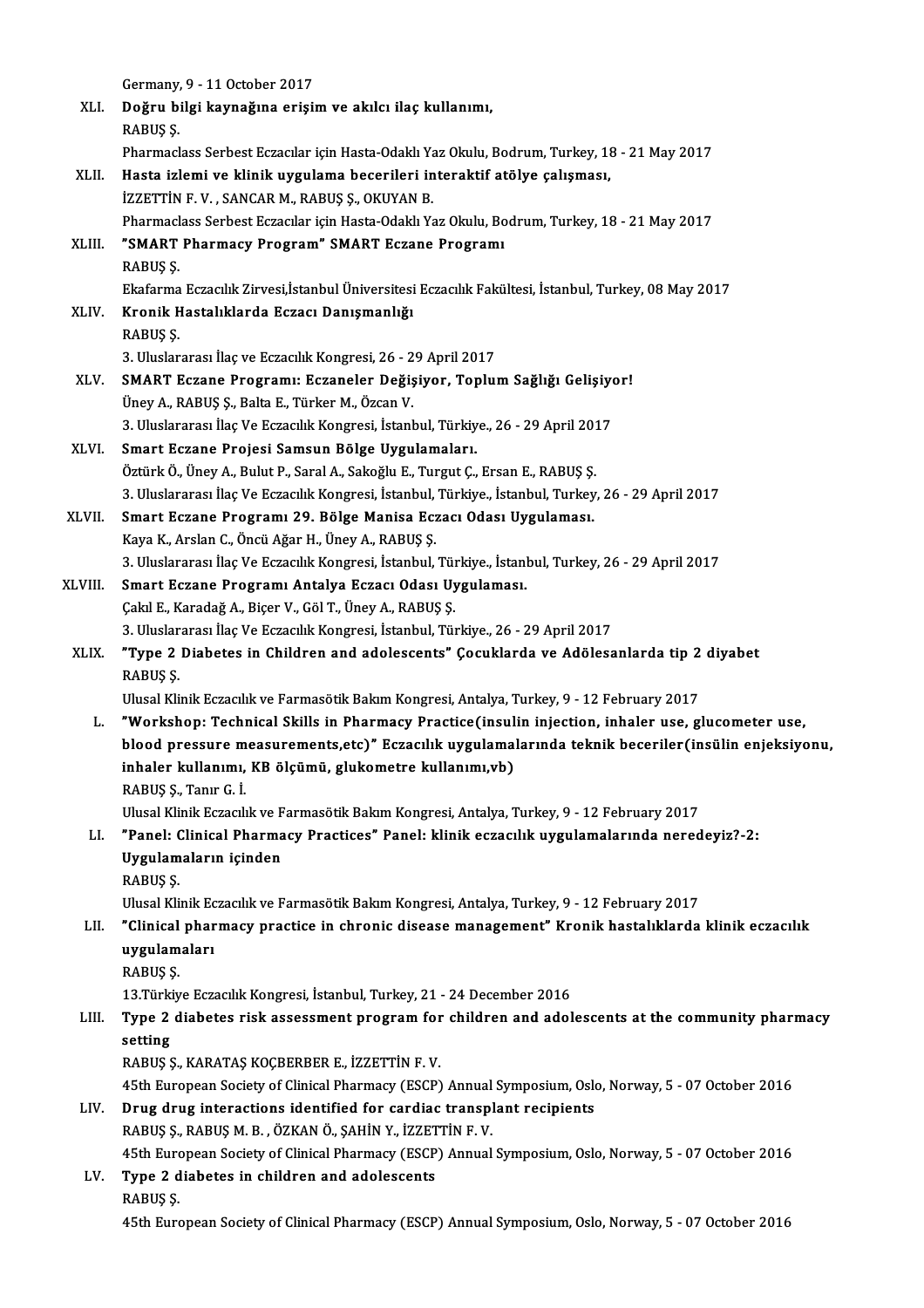Germany, 9 - 11 October 2017

XLI. **Doğru bilgi kaynağına erişim ve akılcı ilaç kullanımı,**
RABUŞ Ş.
Pharmaclass Serbest Eczacılar için Hasta-Odaklı Yaz Okulu, Bodrum, Turkey, 18 - 21 May 2017

XLII. **Hasta izlemi ve klinik uygulama becerileri interaktif atölye çalışması,**
İZZETTİN F. V. , SANCAR M., RABUŞ Ş., OKUYAN B.
Pharmaclass Serbest Eczacılar için Hasta-Odaklı Yaz Okulu, Bodrum, Turkey, 18 - 21 May 2017

XLIII. **"SMART Pharmacy Program" SMART Eczane Programı**
RABUŞ Ş.
Ekafarma Eczacılık Zirvesi,İstanbul Üniversitesi Eczacılık Fakültesi, İstanbul, Turkey, 08 May 2017

XLIV. **Kronik Hastalıklarda Eczacı Danışmanlığı**
RABUŞ Ş.
3. Uluslararası İlaç ve Eczacılık Kongresi, 26 - 29 April 2017

XLV. **SMART Eczane Programı: Eczaneler Değişiyor, Toplum Sağlığı Gelişiyor!**
Üney A., RABUŞ Ş., Balta E., Türker M., Özcan V.
3. Uluslararası İlaç Ve Eczacılık Kongresi, İstanbul, Türkiye., 26 - 29 April 2017

XLVI. **Smart Eczane Projesi Samsun Bölge Uygulamaları.**
Öztürk Ö., Üney A., Bulut P., Saral A., Sakoğlu E., Turgut Ç., Ersan E., RABUŞ Ş.
3. Uluslararası İlaç Ve Eczacılık Kongresi, İstanbul, Türkiye., İstanbul, Turkey, 26 - 29 April 2017

XLVII. **Smart Eczane Programı 29. Bölge Manisa Eczacı Odası Uygulaması.**
Kaya K., Arslan C., Öncü Ağar H., Üney A., RABUŞ Ş.
3. Uluslararası İlaç Ve Eczacılık Kongresi, İstanbul, Türkiye., İstanbul, Turkey, 26 - 29 April 2017

XLVIII. **Smart Eczane Programı Antalya Eczacı Odası Uygulaması.**
Çakıl E., Karadağ A., Biçer V., Göl T., Üney A., RABUŞ Ş.
3. Uluslararası İlaç Ve Eczacılık Kongresi, İstanbul, Türkiye., 26 - 29 April 2017

XLIX. **"Type 2 Diabetes in Children and adolescents" Çocuklarda ve Adölesanlarda tip 2 diyabet**
RABUŞ Ş.
Ulusal Klinik Eczacılık ve Farmasötik Bakım Kongresi, Antalya, Turkey, 9 - 12 February 2017

L. **"Workshop: Technical Skills in Pharmacy Practice(insulin injection, inhaler use, glucometer use, blood pressure measurements,etc)" Eczacılık uygulamalarında teknik beceriler(insülin enjeksiyonu, inhaler kullanımı, KB ölçümü, glukometre kullanımı,vb)**
RABUŞ Ş., Tanır G. İ.
Ulusal Klinik Eczacılık ve Farmasötik Bakım Kongresi, Antalya, Turkey, 9 - 12 February 2017

LI. **"Panel: Clinical Pharmacy Practices" Panel: klinik eczacılık uygulamalarında neredeyiz?-2: Uygulamaların içinden**
RABUŞ Ş.
Ulusal Klinik Eczacılık ve Farmasötik Bakım Kongresi, Antalya, Turkey, 9 - 12 February 2017

LII. **"Clinical pharmacy practice in chronic disease management" Kronik hastalıklarda klinik eczacılık uygulamaları**
RABUŞ Ş.
13.Türkiye Eczacılık Kongresi, İstanbul, Turkey, 21 - 24 December 2016

LIII. **Type 2 diabetes risk assessment program for children and adolescents at the community pharmacy setting**
RABUŞ Ş., KARATAŞ KOÇBERBER E., İZZETTİN F. V.
45th European Society of Clinical Pharmacy (ESCP) Annual Symposium, Oslo, Norway, 5 - 07 October 2016

LIV. **Drug drug interactions identified for cardiac transplant recipients**
RABUŞ Ş., RABUŞ M. B. , ÖZKAN Ö., ŞAHİN Y., İZZETTİN F. V.
45th European Society of Clinical Pharmacy (ESCP) Annual Symposium, Oslo, Norway, 5 - 07 October 2016

LV. **Type 2 diabetes in children and adolescents**
RABUŞ Ş.
45th European Society of Clinical Pharmacy (ESCP) Annual Symposium, Oslo, Norway, 5 - 07 October 2016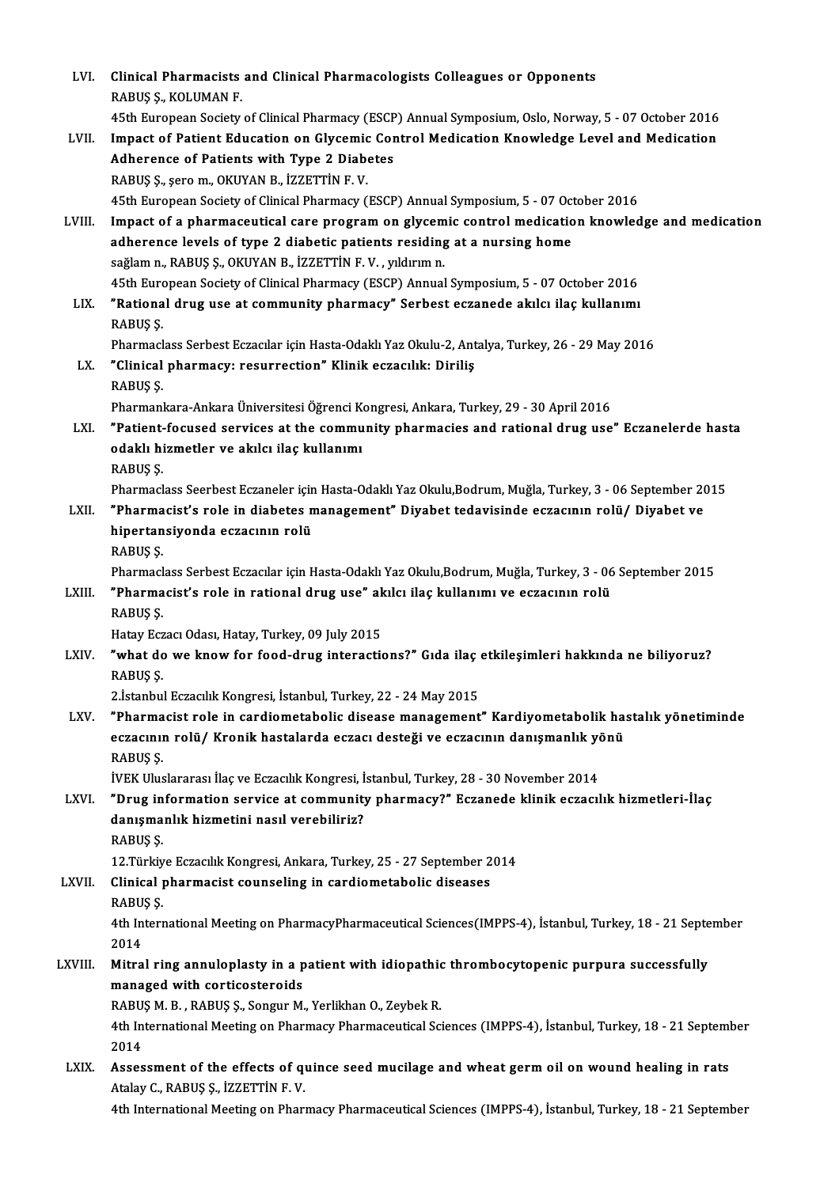LVI. **Clinical Pharmacists and Clinical Pharmacologists Colleagues or Opponents**
RABUŞ Ş., KOLUMAN F.
45th European Society of Clinical Pharmacy (ESCP) Annual Symposium, Oslo, Norway, 5 - 07 October 2016

LVII. **Impact of Patient Education on Glycemic Control Medication Knowledge Level and Medication Adherence of Patients with Type 2 Diabetes**
RABUŞ Ş., şero m., OKUYAN B., İZZETTİN F. V.
45th European Society of Clinical Pharmacy (ESCP) Annual Symposium, 5 - 07 October 2016

LVIII. **Impact of a pharmaceutical care program on glycemic control medication knowledge and medication adherence levels of type 2 diabetic patients residing at a nursing home**
sağlam n., RABUŞ Ş., OKUYAN B., İZZETTİN F. V. , yıldırım n.
45th European Society of Clinical Pharmacy (ESCP) Annual Symposium, 5 - 07 October 2016

LIX. **"Rational drug use at community pharmacy" Serbest eczanede akılcı ilaç kullanımı**
RABUŞ Ş.
Pharmaclass Serbest Eczacılar için Hasta-Odaklı Yaz Okulu-2, Antalya, Turkey, 26 - 29 May 2016

LX. **"Clinical pharmacy: resurrection" Klinik eczacılık: Diriliş**
RABUŞ Ş.
Pharmankara-Ankara Üniversitesi Öğrenci Kongresi, Ankara, Turkey, 29 - 30 April 2016

LXI. **"Patient-focused services at the community pharmacies and rational drug use" Eczanelerde hasta odaklı hizmetler ve akılcı ilaç kullanımı**
RABUŞ Ş.
Pharmaclass Seerbest Eczaneler için Hasta-Odaklı Yaz Okulu,Bodrum, Muğla, Turkey, 3 - 06 September 2015

LXII. **"Pharmacist's role in diabetes management" Diyabet tedavisinde eczacının rolü/ Diyabet ve hipertansiyonda eczacının rolü**
RABUŞ Ş.
Pharmaclass Serbest Eczacılar için Hasta-Odaklı Yaz Okulu,Bodrum, Muğla, Turkey, 3 - 06 September 2015

LXIII. **"Pharmacist's role in rational drug use" akılcı ilaç kullanımı ve eczacının rolü**
RABUŞ Ş.
Hatay Eczacı Odası, Hatay, Turkey, 09 July 2015

LXIV. **"what do we know for food-drug interactions?" Gıda ilaç etkileşimleri hakkında ne biliyoruz?**
RABUŞ Ş.
2.İstanbul Eczacılık Kongresi, İstanbul, Turkey, 22 - 24 May 2015

LXV. **"Pharmacist role in cardiometabolic disease management" Kardiyometabolik hastalık yönetiminde eczacının rolü/ Kronik hastalarda eczacı desteği ve eczacının danışmanlık yönü**
RABUŞ Ş.
İVEK Uluslararası İlaç ve Eczacılık Kongresi, İstanbul, Turkey, 28 - 30 November 2014

LXVI. **"Drug information service at community pharmacy?" Eczanede klinik eczacılık hizmetleri-İlaç danışmanlık hizmetini nasıl verebiliriz?**
RABUŞ Ş.
12.Türkiye Eczacılık Kongresi, Ankara, Turkey, 25 - 27 September 2014

LXVII. **Clinical pharmacist counseling in cardiometabolic diseases**
RABUŞ Ş.
4th International Meeting on PharmacyPharmaceutical Sciences(IMPPS-4), İstanbul, Turkey, 18 - 21 September 2014

LXVIII. **Mitral ring annuloplasty in a patient with idiopathic thrombocytopenic purpura successfully managed with corticosteroids**
RABUŞ M. B. , RABUŞ Ş., Songur M., Yerlikhan O., Zeybek R.
4th International Meeting on Pharmacy Pharmaceutical Sciences (IMPPS-4), İstanbul, Turkey, 18 - 21 September 2014

LXIX. **Assessment of the effects of quince seed mucilage and wheat germ oil on wound healing in rats**
Atalay C., RABUŞ Ş., İZZETTİN F. V.
4th International Meeting on Pharmacy Pharmaceutical Sciences (IMPPS-4), İstanbul, Turkey, 18 - 21 September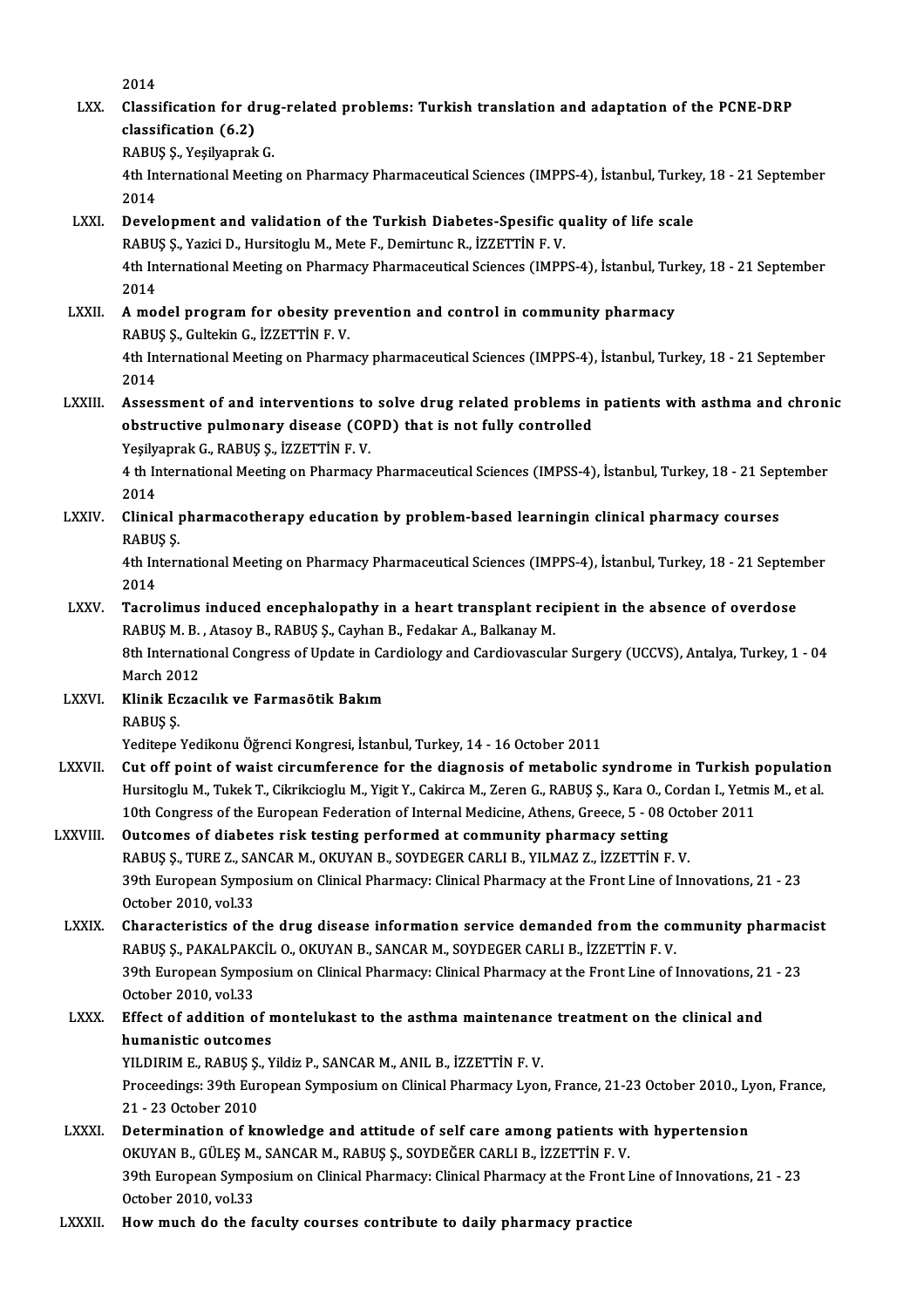2014

LXX. **Classification for drug-related problems: Turkish translation and adaptation of the PCNE-DRP classification (6.2)**
RABUŞ Ş., Yeşilyaprak G.
4th International Meeting on Pharmacy Pharmaceutical Sciences (IMPPS-4), İstanbul, Turkey, 18 - 21 September 2014

LXXI. **Development and validation of the Turkish Diabetes-Spesific quality of life scale**
RABUŞ Ş., Yazici D., Hursitoglu M., Mete F., Demirtunc R., İZZETTİN F. V.
4th International Meeting on Pharmacy Pharmaceutical Sciences (IMPPS-4), İstanbul, Turkey, 18 - 21 September 2014

LXXII. **A model program for obesity prevention and control in community pharmacy**
RABUŞ Ş., Gultekin G., İZZETTİN F. V.
4th International Meeting on Pharmacy pharmaceutical Sciences (IMPPS-4), İstanbul, Turkey, 18 - 21 September 2014

LXXIII. **Assessment of and interventions to solve drug related problems in patients with asthma and chronic obstructive pulmonary disease (COPD) that is not fully controlled**
Yeşilyaprak G., RABUŞ Ş., İZZETTİN F. V.
4 th International Meeting on Pharmacy Pharmaceutical Sciences (IMPSS-4), İstanbul, Turkey, 18 - 21 September 2014

LXXIV. **Clinical pharmacotherapy education by problem-based learningin clinical pharmacy courses**
RABUŞ Ş.
4th International Meeting on Pharmacy Pharmaceutical Sciences (IMPPS-4), İstanbul, Turkey, 18 - 21 September 2014

LXXV. **Tacrolimus induced encephalopathy in a heart transplant recipient in the absence of overdose**
RABUŞ M. B. , Atasoy B., RABUŞ Ş., Cayhan B., Fedakar A., Balkanay M.
8th International Congress of Update in Cardiology and Cardiovascular Surgery (UCCVS), Antalya, Turkey, 1 - 04 March 2012

LXXVI. **Klinik Eczacılık ve Farmasötik Bakım**
RABUŞ Ş.
Yeditepe Yedikonu Öğrenci Kongresi, İstanbul, Turkey, 14 - 16 October 2011

LXXVII. **Cut off point of waist circumference for the diagnosis of metabolic syndrome in Turkish population**
Hursitoglu M., Tukek T., Cikrikcioglu M., Yigit Y., Cakirca M., Zeren G., RABUŞ Ş., Kara O., Cordan I., Yetmis M., et al.
10th Congress of the European Federation of Internal Medicine, Athens, Greece, 5 - 08 October 2011

LXXVIII. **Outcomes of diabetes risk testing performed at community pharmacy setting**
RABUŞ Ş., TURE Z., SANCAR M., OKUYAN B., SOYDEGER CARLI B., YILMAZ Z., İZZETTİN F. V.
39th European Symposium on Clinical Pharmacy: Clinical Pharmacy at the Front Line of Innovations, 21 - 23 October 2010, vol.33

LXXIX. **Characteristics of the drug disease information service demanded from the community pharmacist**
RABUŞ Ş., PAKALPAKCİL O., OKUYAN B., SANCAR M., SOYDEGER CARLI B., İZZETTİN F. V.
39th European Symposium on Clinical Pharmacy: Clinical Pharmacy at the Front Line of Innovations, 21 - 23 October 2010, vol.33

LXXX. **Effect of addition of montelukast to the asthma maintenance treatment on the clinical and humanistic outcomes**
YILDIRIM E., RABUŞ Ş., Yildiz P., SANCAR M., ANIL B., İZZETTİN F. V.
Proceedings: 39th European Symposium on Clinical Pharmacy Lyon, France, 21-23 October 2010., Lyon, France, 21 - 23 October 2010

LXXXI. **Determination of knowledge and attitude of self care among patients with hypertension**
OKUYAN B., GÜLEŞ M., SANCAR M., RABUŞ Ş., SOYDEĞER CARLI B., İZZETTİN F. V.
39th European Symposium on Clinical Pharmacy: Clinical Pharmacy at the Front Line of Innovations, 21 - 23 October 2010, vol.33

LXXXII. **How much do the faculty courses contribute to daily pharmacy practice**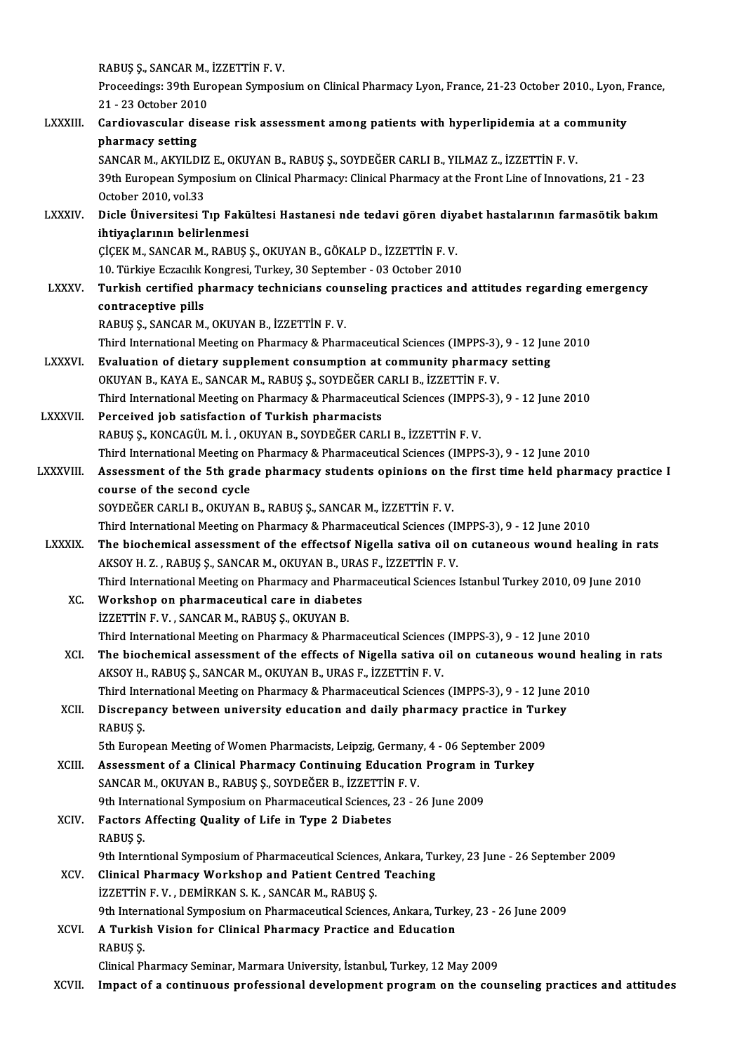RABUŞ Ş., SANCAR M., İZZETTİN F. V.
Proceedings: 39th European Symposium on Clinical Pharmacy Lyon, France, 21-23 October 2010., Lyon, France, 21 - 23 October 2010

LXXXIII. **Cardiovascular disease risk assessment among patients with hyperlipidemia at a community pharmacy setting**
SANCAR M., AKYILDIZ E., OKUYAN B., RABUŞ Ş., SOYDEĞER CARLI B., YILMAZ Z., İZZETTİN F. V.
39th European Symposium on Clinical Pharmacy: Clinical Pharmacy at the Front Line of Innovations, 21 - 23 October 2010, vol.33

LXXXIV. **Dicle Üniversitesi Tıp Fakültesi Hastanesi nde tedavi gören diyabet hastalarının farmasötik bakım ihtiyaçlarının belirlenmesi**
ÇİÇEK M., SANCAR M., RABUŞ Ş., OKUYAN B., GÖKALP D., İZZETTİN F. V.
10. Türkiye Eczacılık Kongresi, Turkey, 30 September - 03 October 2010

LXXXV. **Turkish certified pharmacy technicians counseling practices and attitudes regarding emergency contraceptive pills**
RABUŞ Ş., SANCAR M., OKUYAN B., İZZETTİN F. V.
Third International Meeting on Pharmacy & Pharmaceutical Sciences (IMPPS-3), 9 - 12 June 2010

LXXXVI. **Evaluation of dietary supplement consumption at community pharmacy setting**
OKUYAN B., KAYA E., SANCAR M., RABUŞ Ş., SOYDEĞER CARLI B., İZZETTİN F. V.
Third International Meeting on Pharmacy & Pharmaceutical Sciences (IMPPS-3), 9 - 12 June 2010

LXXXVII. **Perceived job satisfaction of Turkish pharmacists**
RABUŞ Ş., KONCAGÜL M. İ. , OKUYAN B., SOYDEĞER CARLI B., İZZETTİN F. V.
Third International Meeting on Pharmacy & Pharmaceutical Sciences (IMPPS-3), 9 - 12 June 2010

LXXXVIII. **Assessment of the 5th grade pharmacy students opinions on the first time held pharmacy practice I course of the second cycle**
SOYDEĞER CARLI B., OKUYAN B., RABUŞ Ş., SANCAR M., İZZETTİN F. V.
Third International Meeting on Pharmacy & Pharmaceutical Sciences (IMPPS-3), 9 - 12 June 2010

LXXXIX. **The biochemical assessment of the effectsof Nigella sativa oil on cutaneous wound healing in rats**
AKSOY H. Z. , RABUŞ Ş., SANCAR M., OKUYAN B., URAS F., İZZETTİN F. V.
Third International Meeting on Pharmacy and Pharmaceutical Sciences Istanbul Turkey 2010, 09 June 2010

XC. **Workshop on pharmaceutical care in diabetes**
İZZETTİN F. V. , SANCAR M., RABUŞ Ş., OKUYAN B.
Third International Meeting on Pharmacy & Pharmaceutical Sciences (IMPPS-3), 9 - 12 June 2010

XCI. **The biochemical assessment of the effects of Nigella sativa oil on cutaneous wound healing in rats**
AKSOY H., RABUŞ Ş., SANCAR M., OKUYAN B., URAS F., İZZETTİN F. V.
Third International Meeting on Pharmacy & Pharmaceutical Sciences (IMPPS-3), 9 - 12 June 2010

XCII. **Discrepancy between university education and daily pharmacy practice in Turkey**
RABUŞ Ş.
5th European Meeting of Women Pharmacists, Leipzig, Germany, 4 - 06 September 2009

XCIII. **Assessment of a Clinical Pharmacy Continuing Education Program in Turkey**
SANCAR M., OKUYAN B., RABUŞ Ş., SOYDEĞER B., İZZETTİN F. V.
9th International Symposium on Pharmaceutical Sciences, 23 - 26 June 2009

XCIV. **Factors Affecting Quality of Life in Type 2 Diabetes**
RABUŞ Ş.
9th Interntional Symposium of Pharmaceutical Sciences, Ankara, Turkey, 23 June - 26 September 2009

XCV. **Clinical Pharmacy Workshop and Patient Centred Teaching**
İZZETTİN F. V. , DEMİRKAN S. K. , SANCAR M., RABUŞ Ş.
9th International Symposium on Pharmaceutical Sciences, Ankara, Turkey, 23 - 26 June 2009

XCVI. **A Turkish Vision for Clinical Pharmacy Practice and Education**
RABUŞ Ş.
Clinical Pharmacy Seminar, Marmara University, İstanbul, Turkey, 12 May 2009

XCVII. **Impact of a continuous professional development program on the counseling practices and attitudes**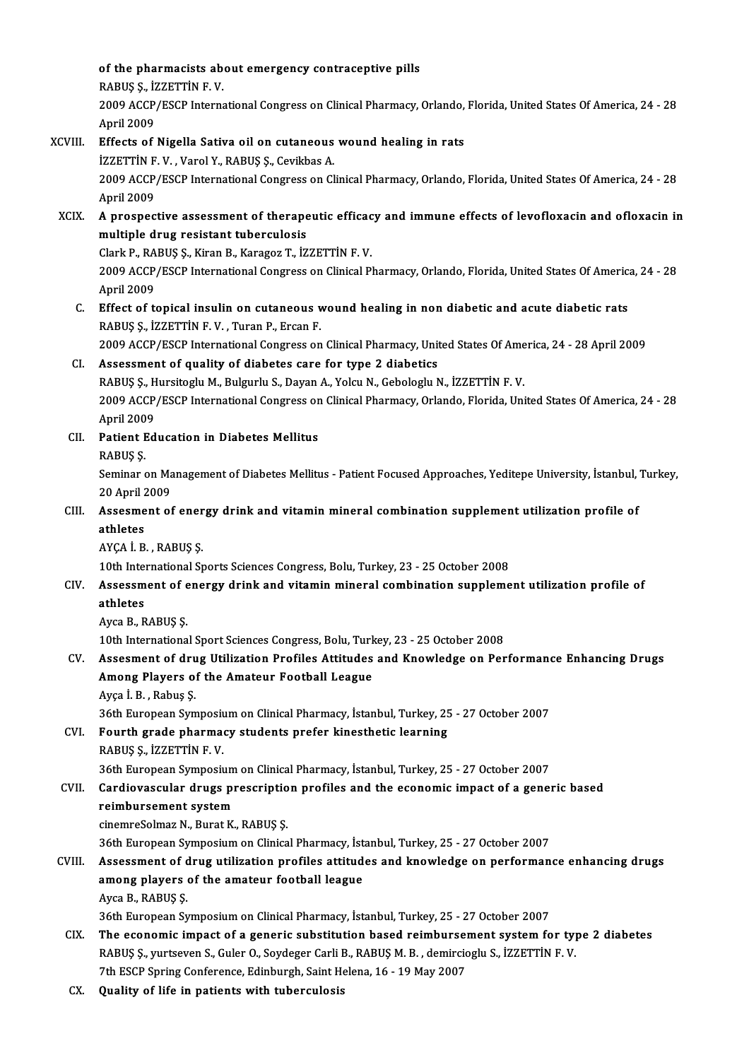of the pharmacists about emergency contraceptive pills
RABUŞ Ş., İZZETTİN F. V.
2009 ACCP/ESCP International Congress on Clinical Pharmacy, Orlando, Florida, United States Of America, 24 - 28 April 2009

XCVIII. **Effects of Nigella Sativa oil on cutaneous wound healing in rats**
İZZETTİN F. V. , Varol Y., RABUŞ Ş., Cevikbas A.
2009 ACCP/ESCP International Congress on Clinical Pharmacy, Orlando, Florida, United States Of America, 24 - 28 April 2009

XCIX. **A prospective assessment of therapeutic efficacy and immune effects of levofloxacin and ofloxacin in multiple drug resistant tuberculosis**
Clark P., RABUŞ Ş., Kiran B., Karagoz T., İZZETTİN F. V.
2009 ACCP/ESCP International Congress on Clinical Pharmacy, Orlando, Florida, United States Of America, 24 - 28 April 2009

C. **Effect of topical insulin on cutaneous wound healing in non diabetic and acute diabetic rats**
RABUŞ Ş., İZZETTİN F. V. , Turan P., Ercan F.
2009 ACCP/ESCP International Congress on Clinical Pharmacy, United States Of America, 24 - 28 April 2009

CI. **Assessment of quality of diabetes care for type 2 diabetics**
RABUŞ Ş., Hursitoglu M., Bulgurlu S., Dayan A., Yolcu N., Gebologlu N., İZZETTİN F. V.
2009 ACCP/ESCP International Congress on Clinical Pharmacy, Orlando, Florida, United States Of America, 24 - 28 April 2009

CII. **Patient Education in Diabetes Mellitus**
RABUŞ Ş.
Seminar on Management of Diabetes Mellitus - Patient Focused Approaches, Yeditepe University, İstanbul, Turkey, 20 April 2009

CIII. **Assesment of energy drink and vitamin mineral combination supplement utilization profile of athletes**
AYÇA İ. B. , RABUŞ Ş.
10th International Sports Sciences Congress, Bolu, Turkey, 23 - 25 October 2008

CIV. **Assessment of energy drink and vitamin mineral combination supplement utilization profile of athletes**
Ayca B., RABUŞ Ş.
10th International Sport Sciences Congress, Bolu, Turkey, 23 - 25 October 2008

CV. **Assesment of drug Utilization Profiles Attitudes and Knowledge on Performance Enhancing Drugs Among Players of the Amateur Football League**
Ayça İ. B. , Rabuş Ş.
36th European Symposium on Clinical Pharmacy, İstanbul, Turkey, 25 - 27 October 2007

CVI. **Fourth grade pharmacy students prefer kinesthetic learning**
RABUŞ Ş., İZZETTİN F. V.
36th European Symposium on Clinical Pharmacy, İstanbul, Turkey, 25 - 27 October 2007

CVII. **Cardiovascular drugs prescription profiles and the economic impact of a generic based reimbursement system**
cinemreSolmaz N., Burat K., RABUŞ Ş.
36th European Symposium on Clinical Pharmacy, İstanbul, Turkey, 25 - 27 October 2007

CVIII. **Assessment of drug utilization profiles attitudes and knowledge on performance enhancing drugs among players of the amateur football league**
Ayca B., RABUŞ Ş.
36th European Symposium on Clinical Pharmacy, İstanbul, Turkey, 25 - 27 October 2007

CIX. **The economic impact of a generic substitution based reimbursement system for type 2 diabetes**
RABUŞ Ş., yurtseven S., Guler O., Soydeger Carli B., RABUŞ M. B. , demircioglu S., İZZETTİN F. V.
7th ESCP Spring Conference, Edinburgh, Saint Helena, 16 - 19 May 2007

CX. **Quality of life in patients with tuberculosis**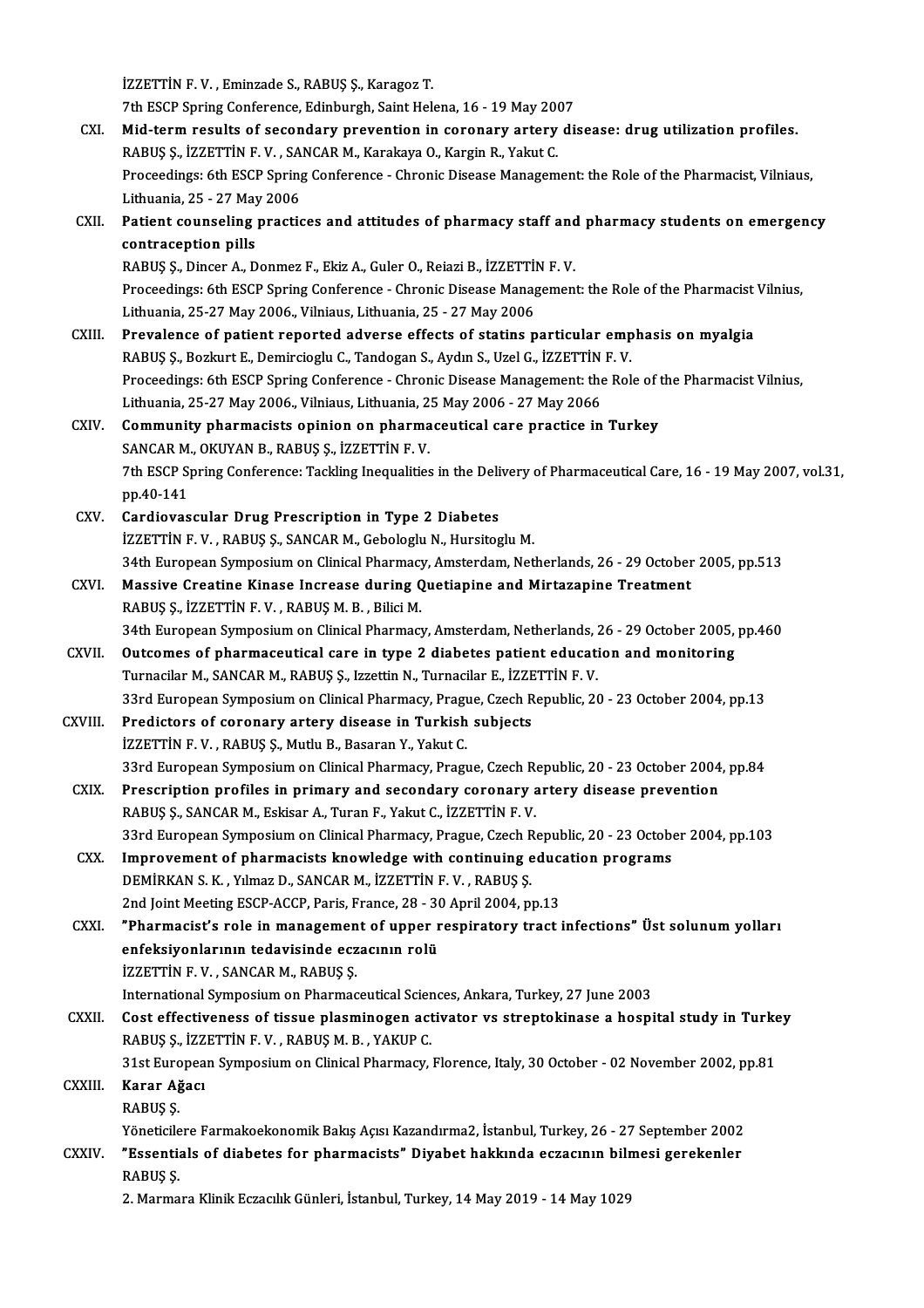İZZETTİN F. V. , Eminzade S., RABUŞ Ş., Karagoz T.
7th ESCP Spring Conference, Edinburgh, Saint Helena, 16 - 19 May 2007

CXI. **Mid-term results of secondary prevention in coronary artery disease: drug utilization profiles.**
RABUŞ Ş., İZZETTİN F. V. , SANCAR M., Karakaya O., Kargin R., Yakut C.
Proceedings: 6th ESCP Spring Conference - Chronic Disease Management: the Role of the Pharmacist, Vilniaus, Lithuania, 25 - 27 May 2006

CXII. **Patient counseling practices and attitudes of pharmacy staff and pharmacy students on emergency contraception pills**
RABUŞ Ş., Dincer A., Donmez F., Ekiz A., Guler O., Reiazi B., İZZETTİN F. V.
Proceedings: 6th ESCP Spring Conference - Chronic Disease Management: the Role of the Pharmacist Vilnius, Lithuania, 25-27 May 2006., Vilniaus, Lithuania, 25 - 27 May 2006

CXIII. **Prevalence of patient reported adverse effects of statins particular emphasis on myalgia**
RABUŞ Ş., Bozkurt E., Demircioglu C., Tandogan S., Aydın S., Uzel G., İZZETTİN F. V.
Proceedings: 6th ESCP Spring Conference - Chronic Disease Management: the Role of the Pharmacist Vilnius, Lithuania, 25-27 May 2006., Vilniaus, Lithuania, 25 May 2006 - 27 May 2066

CXIV. **Community pharmacists opinion on pharmaceutical care practice in Turkey**
SANCAR M., OKUYAN B., RABUŞ Ş., İZZETTİN F. V.
7th ESCP Spring Conference: Tackling Inequalities in the Delivery of Pharmaceutical Care, 16 - 19 May 2007, vol.31, pp.40-141

CXV. **Cardiovascular Drug Prescription in Type 2 Diabetes**
İZZETTİN F. V. , RABUŞ Ş., SANCAR M., Gebologlu N., Hursitoglu M.
34th European Symposium on Clinical Pharmacy, Amsterdam, Netherlands, 26 - 29 October 2005, pp.513

CXVI. **Massive Creatine Kinase Increase during Quetiapine and Mirtazapine Treatment**
RABUŞ Ş., İZZETTİN F. V. , RABUŞ M. B. , Bilici M.
34th European Symposium on Clinical Pharmacy, Amsterdam, Netherlands, 26 - 29 October 2005, pp.460

CXVII. **Outcomes of pharmaceutical care in type 2 diabetes patient education and monitoring**
Turnacilar M., SANCAR M., RABUŞ Ş., Izzettin N., Turnacilar E., İZZETTİN F. V.
33rd European Symposium on Clinical Pharmacy, Prague, Czech Republic, 20 - 23 October 2004, pp.13

CXVIII. **Predictors of coronary artery disease in Turkish subjects**
İZZETTİN F. V. , RABUŞ Ş., Mutlu B., Basaran Y., Yakut C.
33rd European Symposium on Clinical Pharmacy, Prague, Czech Republic, 20 - 23 October 2004, pp.84

CXIX. **Prescription profiles in primary and secondary coronary artery disease prevention**
RABUŞ Ş., SANCAR M., Eskisar A., Turan F., Yakut C., İZZETTİN F. V.
33rd European Symposium on Clinical Pharmacy, Prague, Czech Republic, 20 - 23 October 2004, pp.103

CXX. **Improvement of pharmacists knowledge with continuing education programs**
DEMİRKAN S. K. , Yılmaz D., SANCAR M., İZZETTİN F. V. , RABUŞ Ş.
2nd Joint Meeting ESCP-ACCP, Paris, France, 28 - 30 April 2004, pp.13

CXXI. **"Pharmacist's role in management of upper respiratory tract infections" Üst solunum yolları enfeksiyonlarının tedavisinde eczacının rolü**
İZZETTİN F. V. , SANCAR M., RABUŞ Ş.
International Symposium on Pharmaceutical Sciences, Ankara, Turkey, 27 June 2003

CXXII. **Cost effectiveness of tissue plasminogen activator vs streptokinase a hospital study in Turkey**
RABUŞ Ş., İZZETTİN F. V. , RABUŞ M. B. , YAKUP C.
31st European Symposium on Clinical Pharmacy, Florence, Italy, 30 October - 02 November 2002, pp.81

CXXIII. **Karar Ağacı**
RABUŞ Ş.
Yöneticilere Farmakoekonomik Bakış Açısı Kazandırma2, İstanbul, Turkey, 26 - 27 September 2002

CXXIV. **"Essentials of diabetes for pharmacists" Diyabet hakkında eczacının bilmesi gerekenler**
RABUŞ Ş.
2. Marmara Klinik Eczacılık Günleri, İstanbul, Turkey, 14 May 2019 - 14 May 1029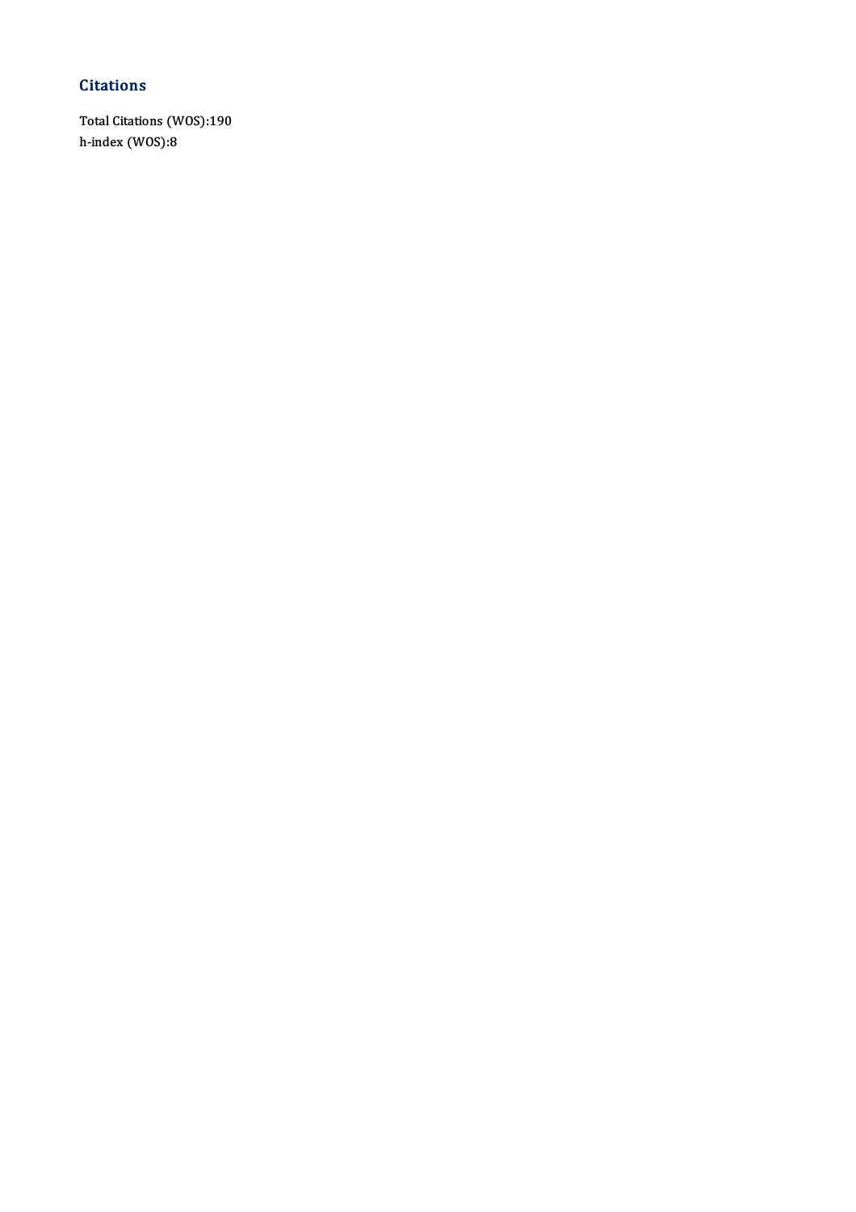## Citations

Total Citations (WOS):190
h-index (WOS):8